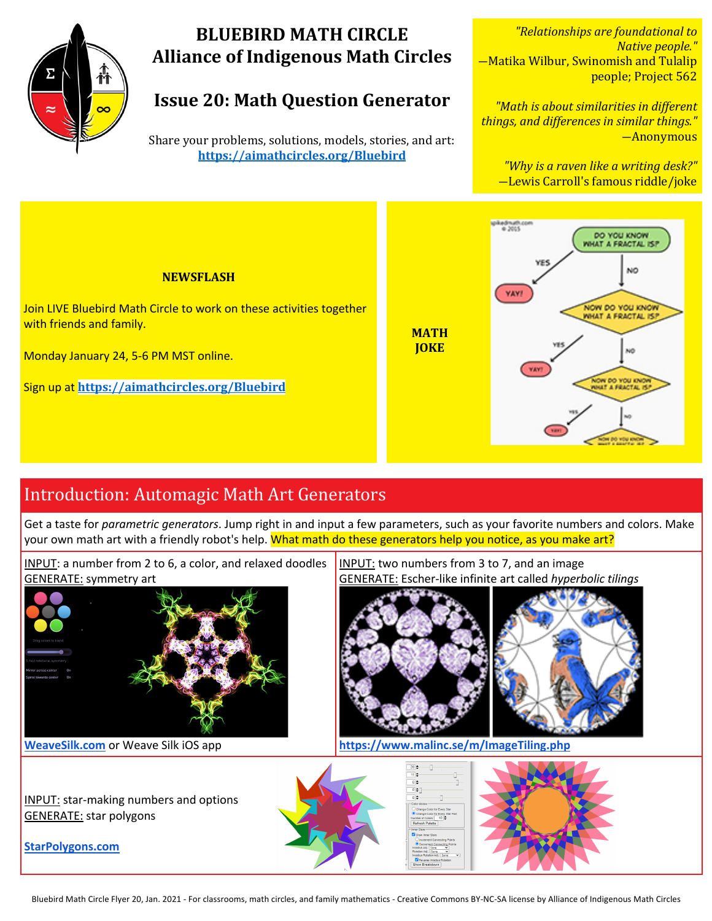# BLUEBIRD MATH CIRCLE
# Alliance of Indigenous Math Circles

## Issue 20: Math Question Generator

Share your problems, solutions, models, stories, and art:
**https://aimathcircles.org/Bluebird**

*"Relationships are foundational to Native people."*
—Matika Wilbur, Swinomish and Tulalip people; Project 562

*"Math is about similarities in different things, and differences in similar things."*
—Anonymous

*"Why is a raven like a writing desk?"*
—Lewis Carroll's famous riddle/joke

**NEWSFLASH**

Join LIVE Bluebird Math Circle to work on these activities together with friends and family.

Monday January 24, 5-6 PM MST online.

Sign up at **https://aimathcircles.org/Bluebird**

**MATH JOKE**

## Introduction: Automagic Math Art Generators

Get a taste for *parametric generators*. Jump right in and input a few parameters, such as your favorite numbers and colors. Make your own math art with a friendly robot's help. What math do these generators help you notice, as you make art?

INPUT: a number from 2 to 6, a color, and relaxed doodles
GENERATE: symmetry art

**WeaveSilk.com** or Weave Silk iOS app

INPUT: two numbers from 3 to 7, and an image
GENERATE: Escher-like infinite art called *hyperbolic tilings*

**https://www.malinc.se/m/ImageTiling.php**

INPUT: star-making numbers and options
GENERATE: star polygons

**StarPolygons.com**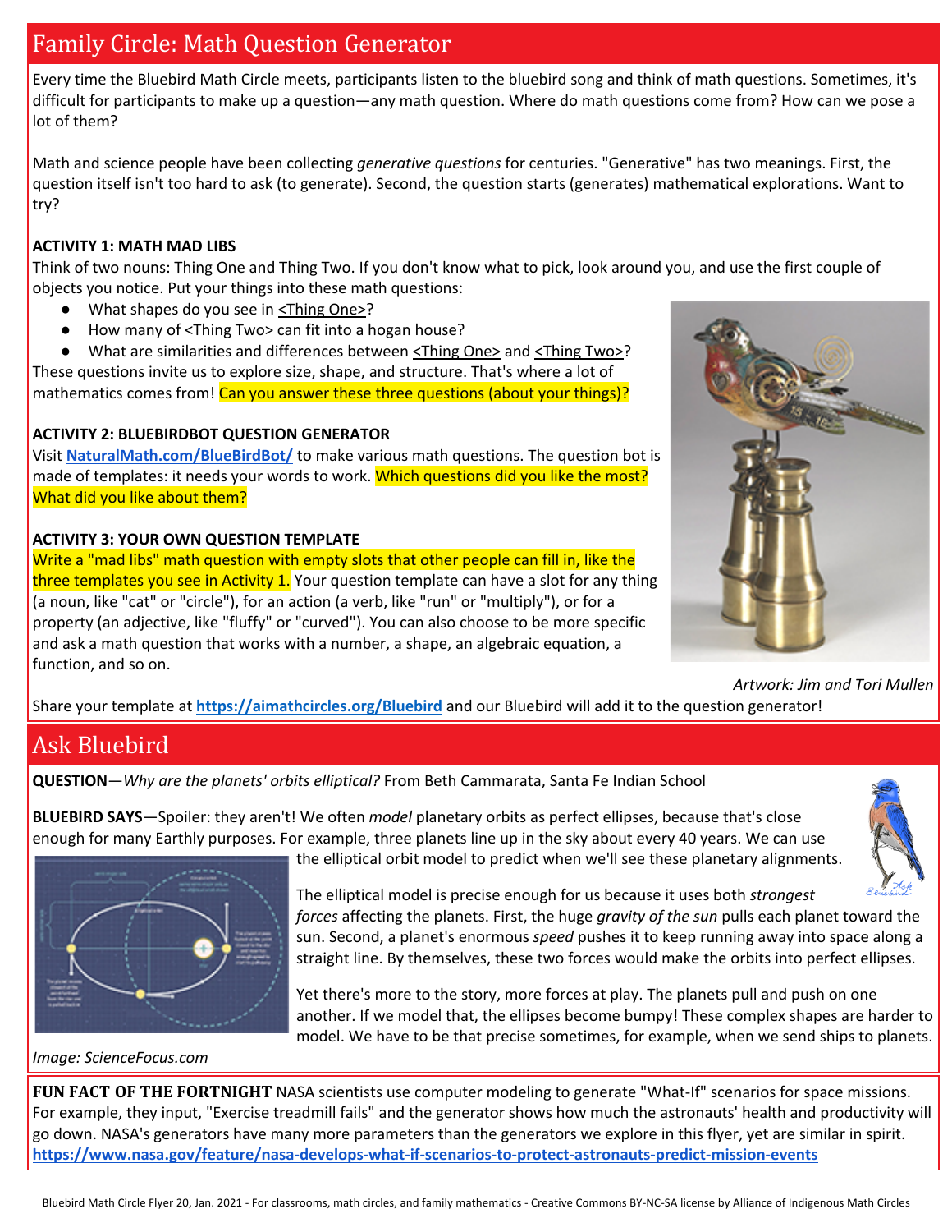## Family Circle: Math Question Generator

Every time the Bluebird Math Circle meets, participants listen to the bluebird song and think of math questions. Sometimes, it's difficult for participants to make up a question—any math question. Where do math questions come from? How can we pose a lot of them?

Math and science people have been collecting *generative questions* for centuries. "Generative" has two meanings. First, the question itself isn't too hard to ask (to generate). Second, the question starts (generates) mathematical explorations. Want to try?

**ACTIVITY 1: MATH MAD LIBS**

Think of two nouns: Thing One and Thing Two. If you don't know what to pick, look around you, and use the first couple of objects you notice. Put your things into these math questions:

- What shapes do you see in <Thing One>?
- How many of <Thing Two> can fit into a hogan house?
- What are similarities and differences between <Thing One> and <Thing Two>?

These questions invite us to explore size, shape, and structure. That's where a lot of mathematics comes from! Can you answer these three questions (about your things)?

**ACTIVITY 2: BLUEBIRDBOT QUESTION GENERATOR**

Visit **NaturalMath.com/BlueBirdBot/** to make various math questions. The question bot is made of templates: it needs your words to work. Which questions did you like the most? What did you like about them?

**ACTIVITY 3: YOUR OWN QUESTION TEMPLATE**

Write a "mad libs" math question with empty slots that other people can fill in, like the three templates you see in Activity 1. Your question template can have a slot for any thing (a noun, like "cat" or "circle"), for an action (a verb, like "run" or "multiply"), or for a property (an adjective, like "fluffy" or "curved"). You can also choose to be more specific and ask a math question that works with a number, a shape, an algebraic equation, a function, and so on.

*Artwork: Jim and Tori Mullen*

Share your template at **https://aimathcircles.org/Bluebird** and our Bluebird will add it to the question generator!

## Ask Bluebird

**QUESTION**—*Why are the planets' orbits elliptical?* From Beth Cammarata, Santa Fe Indian School

**BLUEBIRD SAYS**—Spoiler: they aren't! We often *model* planetary orbits as perfect ellipses, because that's close enough for many Earthly purposes. For example, three planets line up in the sky about every 40 years. We can use the elliptical orbit model to predict when we'll see these planetary alignments.

The elliptical model is precise enough for us because it uses both *strongest forces* affecting the planets. First, the huge *gravity of the sun* pulls each planet toward the sun. Second, a planet's enormous *speed* pushes it to keep running away into space along a straight line. By themselves, these two forces would make the orbits into perfect ellipses.

Yet there's more to the story, more forces at play. The planets pull and push on one another. If we model that, the ellipses become bumpy! These complex shapes are harder to model. We have to be that precise sometimes, for example, when we send ships to planets.

*Image: ScienceFocus.com*

**FUN FACT OF THE FORTNIGHT** NASA scientists use computer modeling to generate "What-If" scenarios for space missions. For example, they input, "Exercise treadmill fails" and the generator shows how much the astronauts' health and productivity will go down. NASA's generators have many more parameters than the generators we explore in this flyer, yet are similar in spirit. **https://www.nasa.gov/feature/nasa-develops-what-if-scenarios-to-protect-astronauts-predict-mission-events**

Bluebird Math Circle Flyer 20, Jan. 2021 - For classrooms, math circles, and family mathematics - Creative Commons BY-NC-SA license by Alliance of Indigenous Math Circles